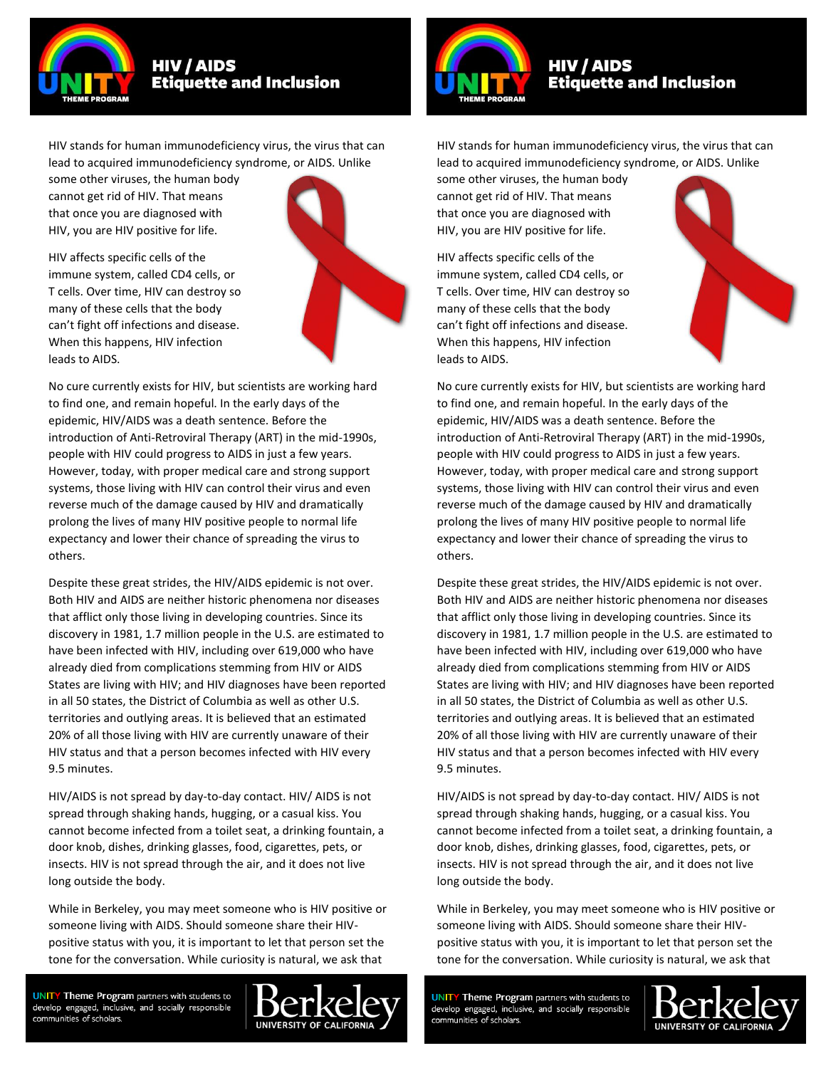# HIV / AIDS Etiquette and Inclusion

HIV stands for human immunodeficiency virus, the virus that can lead to acquired immunodeficiency syndrome, or AIDS. Unlike some other viruses, the human body cannot get rid of HIV. That means that once you are diagnosed with HIV, you are HIV positive for life.

HIV affects specific cells of the immune system, called CD4 cells, or T cells. Over time, HIV can destroy so many of these cells that the body can't fight off infections and disease. When this happens, HIV infection leads to AIDS.

No cure currently exists for HIV, but scientists are working hard to find one, and remain hopeful. In the early days of the epidemic, HIV/AIDS was a death sentence. Before the introduction of Anti-Retroviral Therapy (ART) in the mid-1990s, people with HIV could progress to AIDS in just a few years. However, today, with proper medical care and strong support systems, those living with HIV can control their virus and even reverse much of the damage caused by HIV and dramatically prolong the lives of many HIV positive people to normal life expectancy and lower their chance of spreading the virus to others.

Despite these great strides, the HIV/AIDS epidemic is not over. Both HIV and AIDS are neither historic phenomena nor diseases that afflict only those living in developing countries. Since its discovery in 1981, 1.7 million people in the U.S. are estimated to have been infected with HIV, including over 619,000 who have already died from complications stemming from HIV or AIDS States are living with HIV; and HIV diagnoses have been reported in all 50 states, the District of Columbia as well as other U.S. territories and outlying areas. It is believed that an estimated 20% of all those living with HIV are currently unaware of their HIV status and that a person becomes infected with HIV every 9.5 minutes.

HIV/AIDS is not spread by day-to-day contact. HIV/ AIDS is not spread through shaking hands, hugging, or a casual kiss. You cannot become infected from a toilet seat, a drinking fountain, a door knob, dishes, drinking glasses, food, cigarettes, pets, or insects. HIV is not spread through the air, and it does not live long outside the body.

While in Berkeley, you may meet someone who is HIV positive or someone living with AIDS. Should someone share their HIV-positive status with you, it is important to let that person set the tone for the conversation. While curiosity is natural, we ask that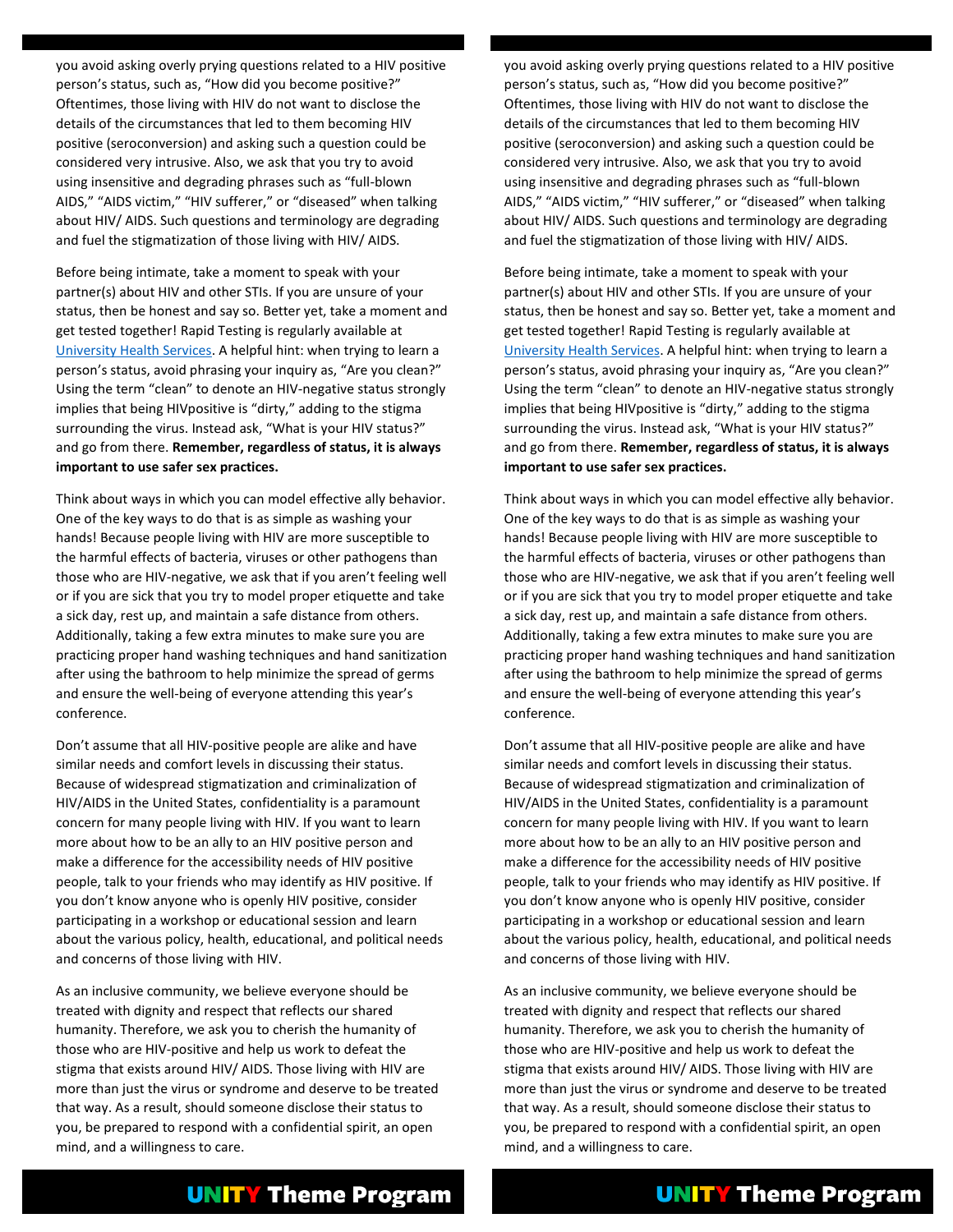you avoid asking overly prying questions related to a HIV positive person's status, such as, "How did you become positive?" Oftentimes, those living with HIV do not want to disclose the details of the circumstances that led to them becoming HIV positive (seroconversion) and asking such a question could be considered very intrusive. Also, we ask that you try to avoid using insensitive and degrading phrases such as "full-blown AIDS," "AIDS victim," "HIV sufferer," or "diseased" when talking about HIV/ AIDS. Such questions and terminology are degrading and fuel the stigmatization of those living with HIV/ AIDS.

Before being intimate, take a moment to speak with your partner(s) about HIV and other STIs. If you are unsure of your status, then be honest and say so. Better yet, take a moment and get tested together! Rapid Testing is regularly available at University Health Services. A helpful hint: when trying to learn a person's status, avoid phrasing your inquiry as, "Are you clean?" Using the term "clean" to denote an HIV-negative status strongly implies that being HIVpositive is "dirty," adding to the stigma surrounding the virus. Instead ask, "What is your HIV status?" and go from there. **Remember, regardless of status, it is always important to use safer sex practices.**

Think about ways in which you can model effective ally behavior. One of the key ways to do that is as simple as washing your hands! Because people living with HIV are more susceptible to the harmful effects of bacteria, viruses or other pathogens than those who are HIV-negative, we ask that if you aren't feeling well or if you are sick that you try to model proper etiquette and take a sick day, rest up, and maintain a safe distance from others. Additionally, taking a few extra minutes to make sure you are practicing proper hand washing techniques and hand sanitization after using the bathroom to help minimize the spread of germs and ensure the well-being of everyone attending this year's conference.

Don't assume that all HIV-positive people are alike and have similar needs and comfort levels in discussing their status. Because of widespread stigmatization and criminalization of HIV/AIDS in the United States, confidentiality is a paramount concern for many people living with HIV. If you want to learn more about how to be an ally to an HIV positive person and make a difference for the accessibility needs of HIV positive people, talk to your friends who may identify as HIV positive. If you don't know anyone who is openly HIV positive, consider participating in a workshop or educational session and learn about the various policy, health, educational, and political needs and concerns of those living with HIV.

As an inclusive community, we believe everyone should be treated with dignity and respect that reflects our shared humanity. Therefore, we ask you to cherish the humanity of those who are HIV-positive and help us work to defeat the stigma that exists around HIV/ AIDS. Those living with HIV are more than just the virus or syndrome and deserve to be treated that way. As a result, should someone disclose their status to you, be prepared to respond with a confidential spirit, an open mind, and a willingness to care.

you avoid asking overly prying questions related to a HIV positive person's status, such as, "How did you become positive?" Oftentimes, those living with HIV do not want to disclose the details of the circumstances that led to them becoming HIV positive (seroconversion) and asking such a question could be considered very intrusive. Also, we ask that you try to avoid using insensitive and degrading phrases such as "full-blown AIDS," "AIDS victim," "HIV sufferer," or "diseased" when talking about HIV/ AIDS. Such questions and terminology are degrading and fuel the stigmatization of those living with HIV/ AIDS.

Before being intimate, take a moment to speak with your partner(s) about HIV and other STIs. If you are unsure of your status, then be honest and say so. Better yet, take a moment and get tested together! Rapid Testing is regularly available at University Health Services. A helpful hint: when trying to learn a person's status, avoid phrasing your inquiry as, "Are you clean?" Using the term "clean" to denote an HIV-negative status strongly implies that being HIVpositive is "dirty," adding to the stigma surrounding the virus. Instead ask, "What is your HIV status?" and go from there. **Remember, regardless of status, it is always important to use safer sex practices.**

Think about ways in which you can model effective ally behavior. One of the key ways to do that is as simple as washing your hands! Because people living with HIV are more susceptible to the harmful effects of bacteria, viruses or other pathogens than those who are HIV-negative, we ask that if you aren't feeling well or if you are sick that you try to model proper etiquette and take a sick day, rest up, and maintain a safe distance from others. Additionally, taking a few extra minutes to make sure you are practicing proper hand washing techniques and hand sanitization after using the bathroom to help minimize the spread of germs and ensure the well-being of everyone attending this year's conference.

Don't assume that all HIV-positive people are alike and have similar needs and comfort levels in discussing their status. Because of widespread stigmatization and criminalization of HIV/AIDS in the United States, confidentiality is a paramount concern for many people living with HIV. If you want to learn more about how to be an ally to an HIV positive person and make a difference for the accessibility needs of HIV positive people, talk to your friends who may identify as HIV positive. If you don't know anyone who is openly HIV positive, consider participating in a workshop or educational session and learn about the various policy, health, educational, and political needs and concerns of those living with HIV.

As an inclusive community, we believe everyone should be treated with dignity and respect that reflects our shared humanity. Therefore, we ask you to cherish the humanity of those who are HIV-positive and help us work to defeat the stigma that exists around HIV/ AIDS. Those living with HIV are more than just the virus or syndrome and deserve to be treated that way. As a result, should someone disclose their status to you, be prepared to respond with a confidential spirit, an open mind, and a willingness to care.